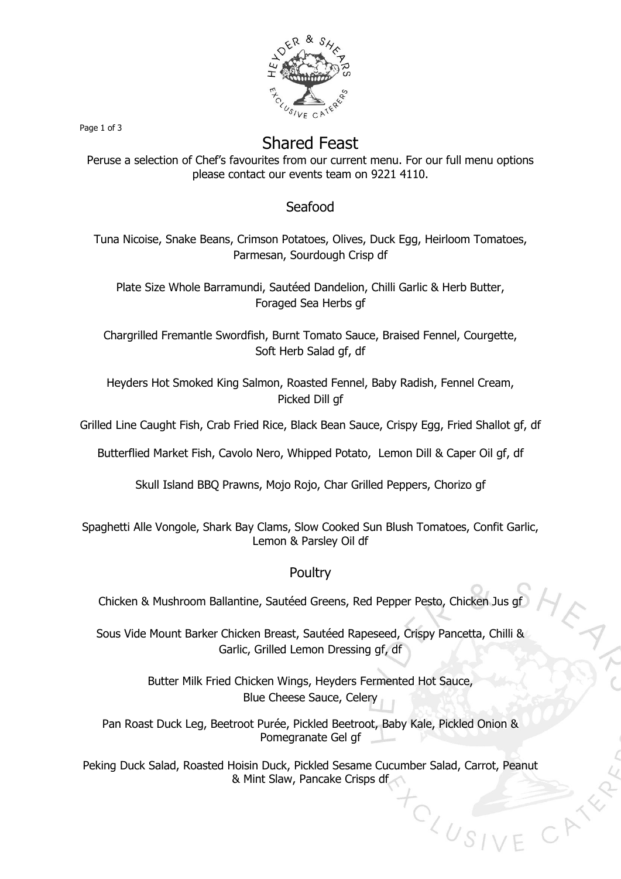# Shared Feast

Peruse a selection of Chef's favourites from our current menu. For our full menu options please contact our events team on 9221 4110.

## Seafood

Tuna Nicoise, Snake Beans, Crimson Potatoes, Olives, Duck Egg, Heirloom Tomatoes, Parmesan, Sourdough Crisp df

Plate Size Whole Barramundi, Sautéed Dandelion, Chilli Garlic & Herb Butter, Foraged Sea Herbs gf

Chargrilled Fremantle Swordfish, Burnt Tomato Sauce, Braised Fennel, Courgette, Soft Herb Salad gf, df

Heyders Hot Smoked King Salmon, Roasted Fennel, Baby Radish, Fennel Cream, Picked Dill gf

Grilled Line Caught Fish, Crab Fried Rice, Black Bean Sauce, Crispy Egg, Fried Shallot gf, df

Butterflied Market Fish, Cavolo Nero, Whipped Potato, Lemon Dill & Caper Oil gf, df

Skull Island BBQ Prawns, Mojo Rojo, Char Grilled Peppers, Chorizo gf

Spaghetti Alle Vongole, Shark Bay Clams, Slow Cooked Sun Blush Tomatoes, Confit Garlic, Lemon & Parsley Oil df

## Poultry

Chicken & Mushroom Ballantine, Sautéed Greens, Red Pepper Pesto, Chicken Jus gf

Sous Vide Mount Barker Chicken Breast, Sautéed Rapeseed, Crispy Pancetta, Chilli & Garlic, Grilled Lemon Dressing gf, df

Butter Milk Fried Chicken Wings, Heyders Fermented Hot Sauce, Blue Cheese Sauce, Celery

Pan Roast Duck Leg, Beetroot Purée, Pickled Beetroot, Baby Kale, Pickled Onion & Pomegranate Gel gf

Peking Duck Salad, Roasted Hoisin Duck, Pickled Sesame Cucumber Salad, Carrot, Peanut & Mint Slaw, Pancake Crisps df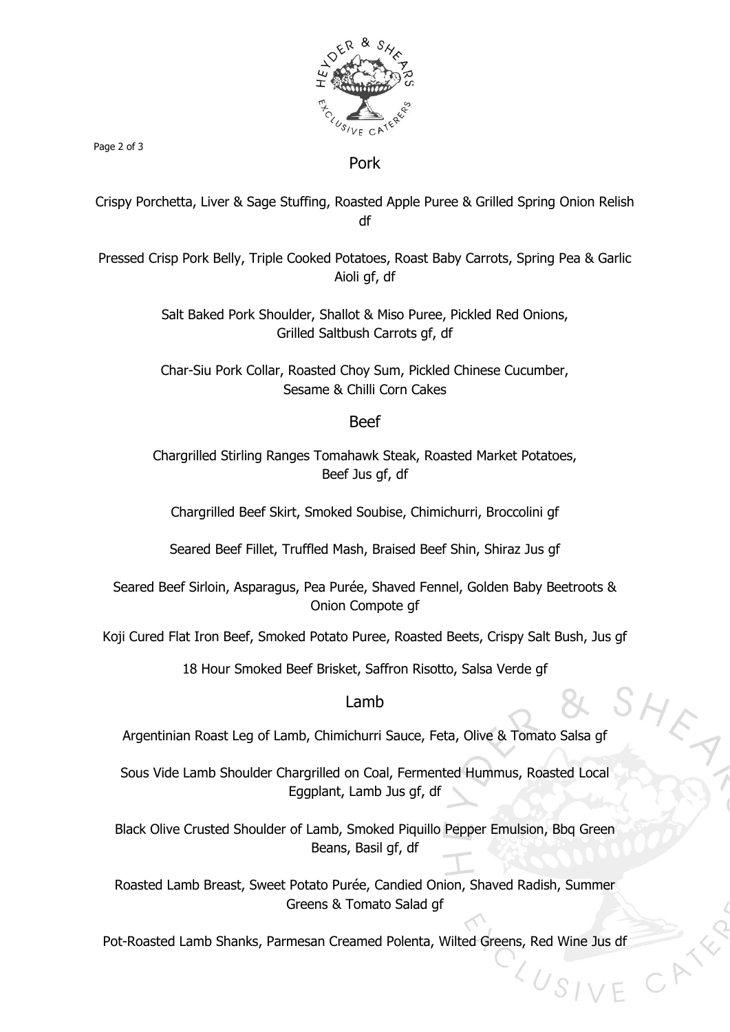## Pork

Crispy Porchetta, Liver & Sage Stuffing, Roasted Apple Puree & Grilled Spring Onion Relish df

Pressed Crisp Pork Belly, Triple Cooked Potatoes, Roast Baby Carrots, Spring Pea & Garlic Aioli gf, df

Salt Baked Pork Shoulder, Shallot & Miso Puree, Pickled Red Onions, Grilled Saltbush Carrots gf, df

Char-Siu Pork Collar, Roasted Choy Sum, Pickled Chinese Cucumber, Sesame & Chilli Corn Cakes

## Beef

Chargrilled Stirling Ranges Tomahawk Steak, Roasted Market Potatoes, Beef Jus gf, df

Chargrilled Beef Skirt, Smoked Soubise, Chimichurri, Broccolini gf

Seared Beef Fillet, Truffled Mash, Braised Beef Shin, Shiraz Jus gf

Seared Beef Sirloin, Asparagus, Pea Purée, Shaved Fennel, Golden Baby Beetroots & Onion Compote gf

Koji Cured Flat Iron Beef, Smoked Potato Puree, Roasted Beets, Crispy Salt Bush, Jus gf

18 Hour Smoked Beef Brisket, Saffron Risotto, Salsa Verde gf

## Lamb

Argentinian Roast Leg of Lamb, Chimichurri Sauce, Feta, Olive & Tomato Salsa gf

Sous Vide Lamb Shoulder Chargrilled on Coal, Fermented Hummus, Roasted Local Eggplant, Lamb Jus gf, df

Black Olive Crusted Shoulder of Lamb, Smoked Piquillo Pepper Emulsion, Bbq Green Beans, Basil gf, df

Roasted Lamb Breast, Sweet Potato Purée, Candied Onion, Shaved Radish, Summer Greens & Tomato Salad gf

Pot-Roasted Lamb Shanks, Parmesan Creamed Polenta, Wilted Greens, Red Wine Jus df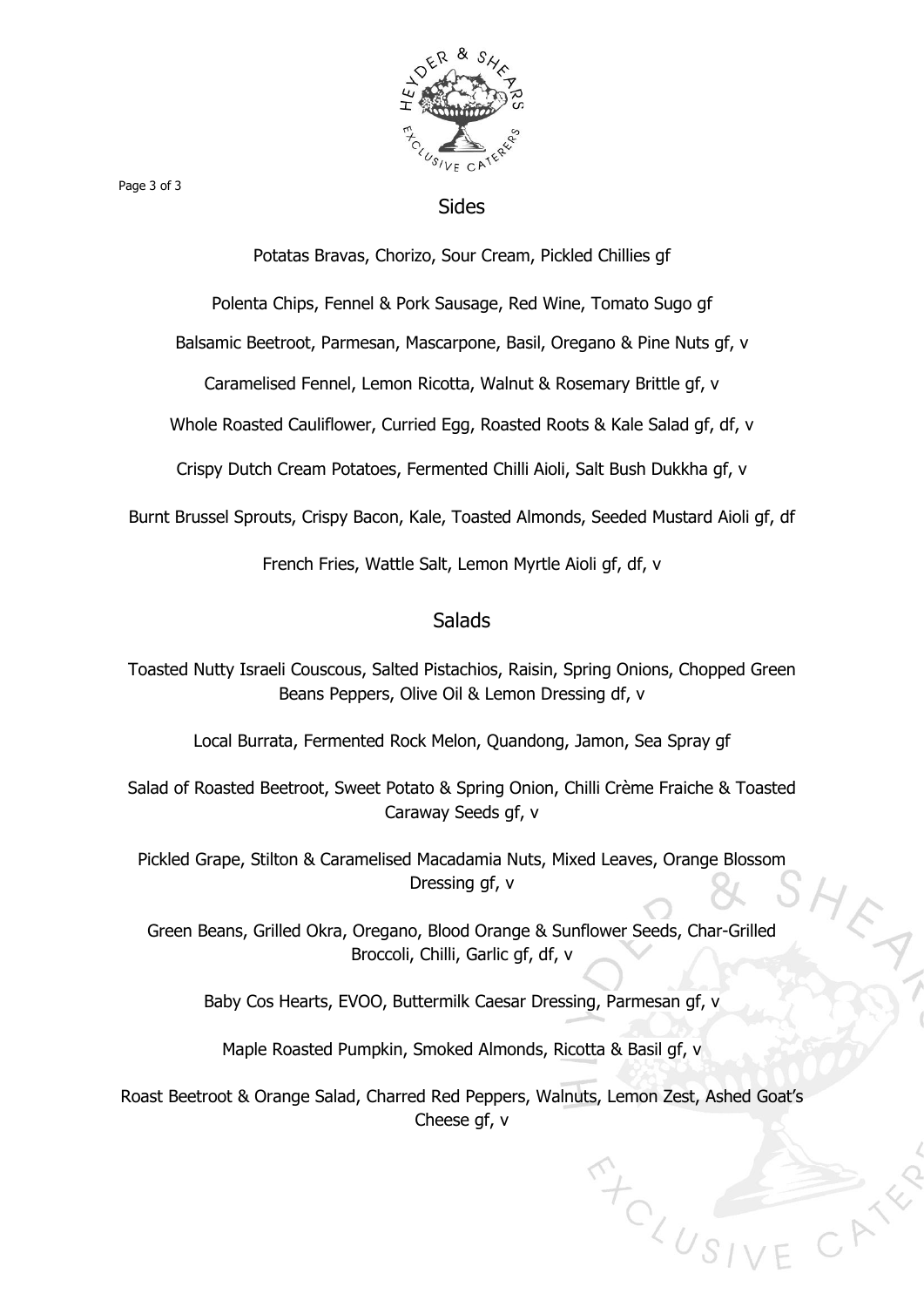## Sides

Potatas Bravas, Chorizo, Sour Cream, Pickled Chillies gf

Polenta Chips, Fennel & Pork Sausage, Red Wine, Tomato Sugo gf

Balsamic Beetroot, Parmesan, Mascarpone, Basil, Oregano & Pine Nuts gf, v

Caramelised Fennel, Lemon Ricotta, Walnut & Rosemary Brittle gf, v

Whole Roasted Cauliflower, Curried Egg, Roasted Roots & Kale Salad gf, df, v

Crispy Dutch Cream Potatoes, Fermented Chilli Aioli, Salt Bush Dukkha gf, v

Burnt Brussel Sprouts, Crispy Bacon, Kale, Toasted Almonds, Seeded Mustard Aioli gf, df

French Fries, Wattle Salt, Lemon Myrtle Aioli gf, df, v

## Salads

Toasted Nutty Israeli Couscous, Salted Pistachios, Raisin, Spring Onions, Chopped Green Beans Peppers, Olive Oil & Lemon Dressing df, v

Local Burrata, Fermented Rock Melon, Quandong, Jamon, Sea Spray gf

Salad of Roasted Beetroot, Sweet Potato & Spring Onion, Chilli Crème Fraiche & Toasted Caraway Seeds gf, v

Pickled Grape, Stilton & Caramelised Macadamia Nuts, Mixed Leaves, Orange Blossom Dressing gf, v

Green Beans, Grilled Okra, Oregano, Blood Orange & Sunflower Seeds, Char-Grilled Broccoli, Chilli, Garlic gf, df, v

Baby Cos Hearts, EVOO, Buttermilk Caesar Dressing, Parmesan gf, v

Maple Roasted Pumpkin, Smoked Almonds, Ricotta & Basil gf, v

Roast Beetroot & Orange Salad, Charred Red Peppers, Walnuts, Lemon Zest, Ashed Goat's Cheese gf, v